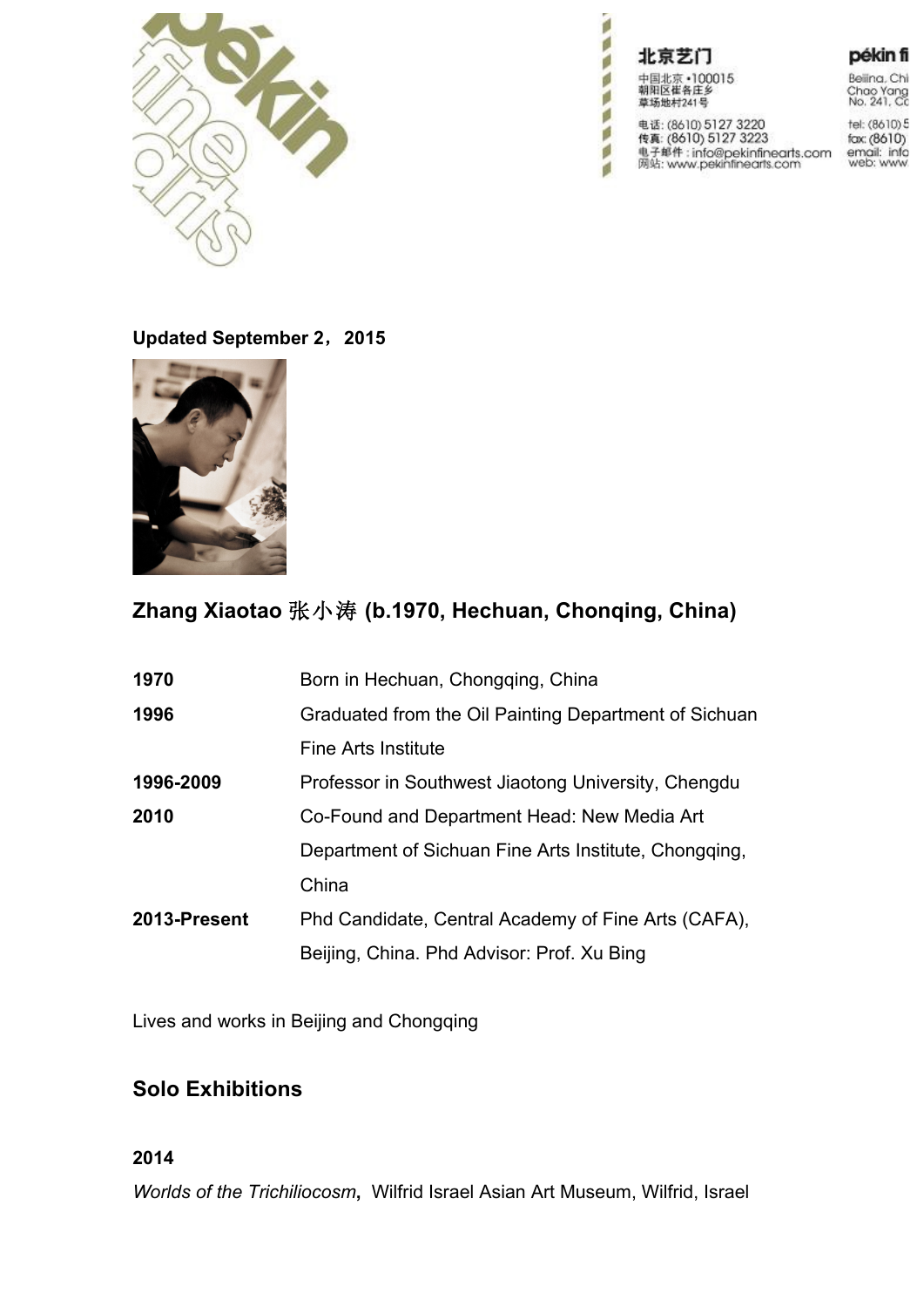北京艺门

中国北京 •100015
朝阳区崔各庄乡
草场地村241号

电话: (8610) 5127 3220
传真: (8610) 5127 3223
电子邮件 : info@pekinfinearts.com
网站: www.pekinfinearts.com

Updated September 2，2015

## Zhang Xiaotao 张小涛 (b.1970, Hechuan, Chonqing, China)

| | |
|---|---|
| **1970** | Born in Hechuan, Chongqing, China |
| **1996** | Graduated from the Oil Painting Department of Sichuan Fine Arts Institute |
| **1996-2009** | Professor in Southwest Jiaotong University, Chengdu |
| **2010** | Co-Found and Department Head: New Media Art Department of Sichuan Fine Arts Institute, Chongqing, China |
| **2013-Present** | Phd Candidate, Central Academy of Fine Arts (CAFA), Beijing, China. Phd Advisor: Prof. Xu Bing |

Lives and works in Beijing and Chongqing

## Solo Exhibitions

**2014**

*Worlds of the Trichiliocosm*, Wilfrid Israel Asian Art Museum, Wilfrid, Israel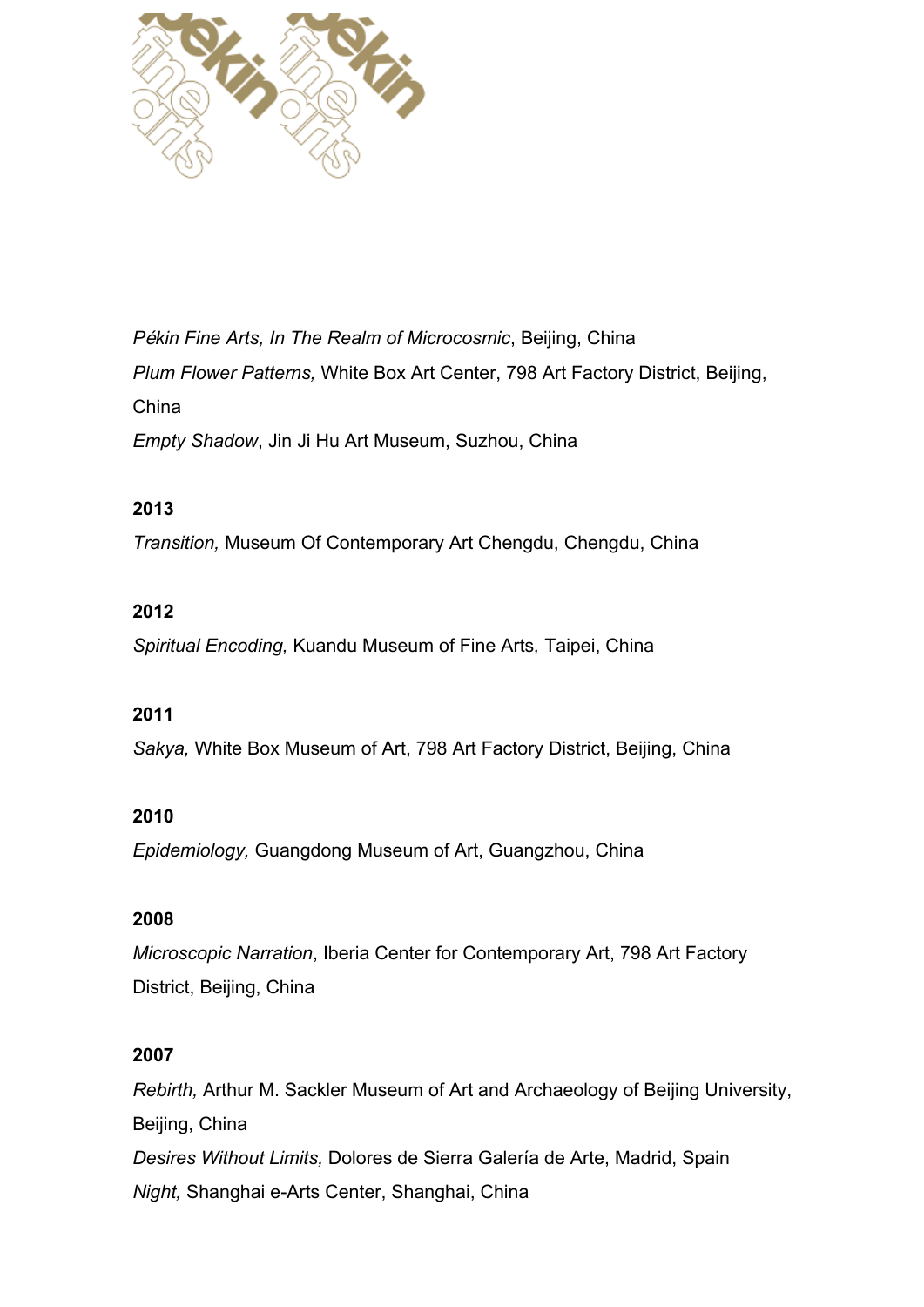*Pékin Fine Arts, In The Realm of Microcosmic*, Beijing, China

*Plum Flower Patterns,* White Box Art Center, 798 Art Factory District, Beijing, China

*Empty Shadow*, Jin Ji Hu Art Museum, Suzhou, China

**2013**

*Transition,* Museum Of Contemporary Art Chengdu, Chengdu, China

**2012**

*Spiritual Encoding,* Kuandu Museum of Fine Arts*,* Taipei, China

**2011**

*Sakya,* White Box Museum of Art, 798 Art Factory District, Beijing, China

**2010**

*Epidemiology,* Guangdong Museum of Art, Guangzhou, China

**2008**

*Microscopic Narration*, Iberia Center for Contemporary Art, 798 Art Factory District, Beijing, China

**2007**

*Rebirth,* Arthur M. Sackler Museum of Art and Archaeology of Beijing University, Beijing, China

*Desires Without Limits,* Dolores de Sierra Galería de Arte, Madrid, Spain

*Night,* Shanghai e-Arts Center, Shanghai, China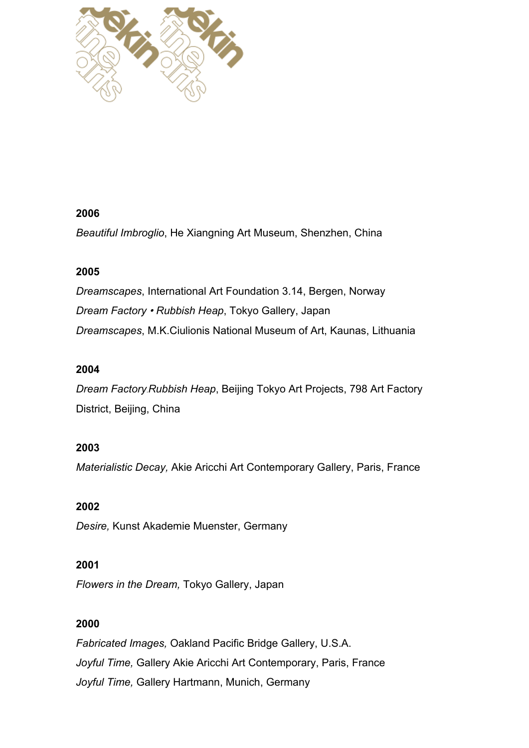**2006**

*Beautiful Imbroglio*, He Xiangning Art Museum, Shenzhen, China

**2005**

*Dreamscapes*, International Art Foundation 3.14, Bergen, Norway

*Dream Factory • Rubbish Heap*, Tokyo Gallery, Japan

*Dreamscapes*, M.K.Ciulionis National Museum of Art, Kaunas, Lithuania

**2004**

*Dream Factory.Rubbish Heap*, Beijing Tokyo Art Projects, 798 Art Factory District, Beijing, China

**2003**

*Materialistic Decay,* Akie Aricchi Art Contemporary Gallery, Paris, France

**2002**

*Desire,* Kunst Akademie Muenster, Germany

**2001**

*Flowers in the Dream,* Tokyo Gallery, Japan

**2000**

*Fabricated Images,* Oakland Pacific Bridge Gallery, U.S.A.

*Joyful Time,* Gallery Akie Aricchi Art Contemporary, Paris, France

*Joyful Time,* Gallery Hartmann, Munich, Germany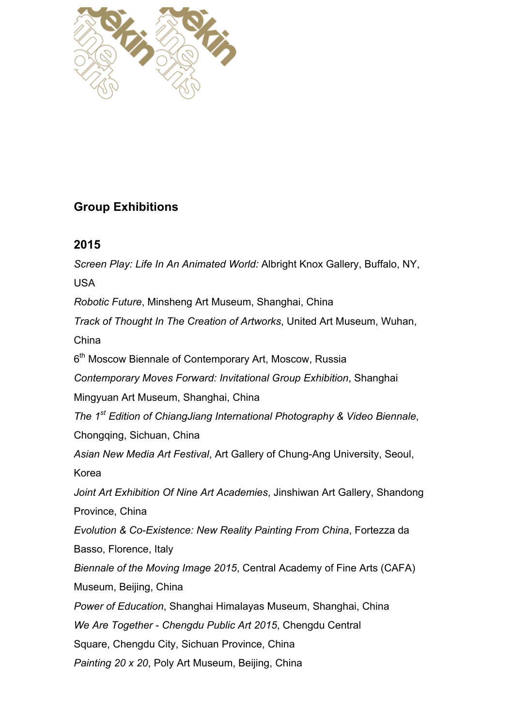## Group Exhibitions

### 2015

*Screen Play: Life In An Animated World:* Albright Knox Gallery, Buffalo, NY, USA

*Robotic Future*, Minsheng Art Museum, Shanghai, China

*Track of Thought In The Creation of Artworks*, United Art Museum, Wuhan, China

6th Moscow Biennale of Contemporary Art, Moscow, Russia

*Contemporary Moves Forward: Invitational Group Exhibition*, Shanghai Mingyuan Art Museum, Shanghai, China

*The 1st Edition of ChiangJiang International Photography & Video Biennale*, Chongqing, Sichuan, China

*Asian New Media Art Festival*, Art Gallery of Chung-Ang University, Seoul, Korea

*Joint Art Exhibition Of Nine Art Academies*, Jinshiwan Art Gallery, Shandong Province, China

*Evolution & Co-Existence: New Reality Painting From China*, Fortezza da Basso, Florence, Italy

*Biennale of the Moving Image 2015*, Central Academy of Fine Arts (CAFA) Museum, Beijing, China

*Power of Education*, Shanghai Himalayas Museum, Shanghai, China

*We Are Together - Chengdu Public Art 2015*, Chengdu Central Square, Chengdu City, Sichuan Province, China

*Painting 20 x 20*, Poly Art Museum, Beijing, China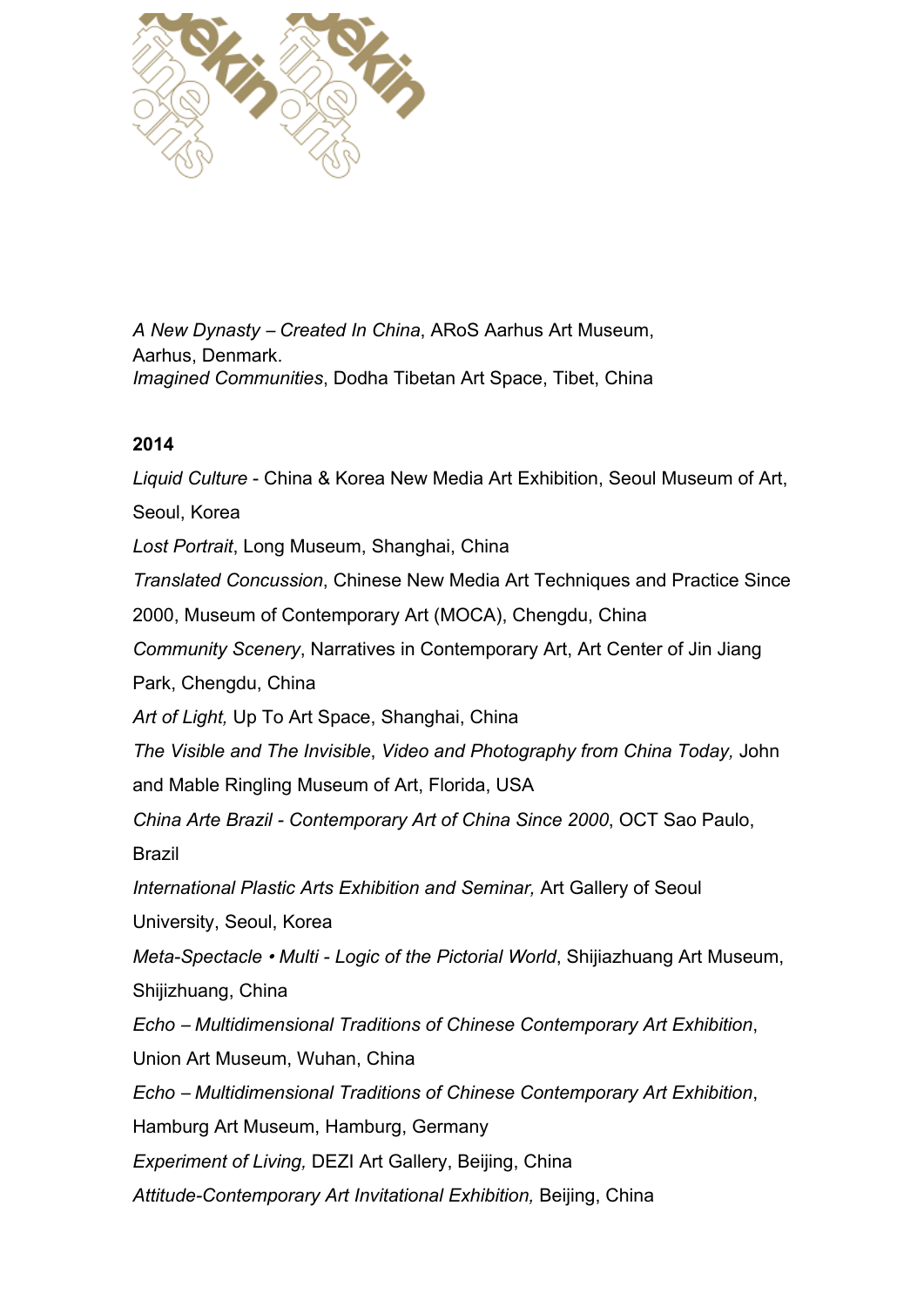*A New Dynasty – Created In China*, ARoS Aarhus Art Museum, Aarhus, Denmark.

*Imagined Communities*, Dodha Tibetan Art Space, Tibet, China

**2014**

*Liquid Culture* - China & Korea New Media Art Exhibition, Seoul Museum of Art, Seoul, Korea

*Lost Portrait*, Long Museum, Shanghai, China

*Translated Concussion*, Chinese New Media Art Techniques and Practice Since 2000, Museum of Contemporary Art (MOCA), Chengdu, China

*Community Scenery*, Narratives in Contemporary Art, Art Center of Jin Jiang Park, Chengdu, China

*Art of Light,* Up To Art Space, Shanghai, China

*The Visible and The Invisible*, *Video and Photography from China Today,* John and Mable Ringling Museum of Art, Florida, USA

*China Arte Brazil - Contemporary Art of China Since 2000*, OCT Sao Paulo, Brazil

*International Plastic Arts Exhibition and Seminar,* Art Gallery of Seoul University, Seoul, Korea

*Meta-Spectacle • Multi - Logic of the Pictorial World*, Shijiazhuang Art Museum, Shijizhuang, China

*Echo – Multidimensional Traditions of Chinese Contemporary Art Exhibition*, Union Art Museum, Wuhan, China

*Echo – Multidimensional Traditions of Chinese Contemporary Art Exhibition*, Hamburg Art Museum, Hamburg, Germany

*Experiment of Living,* DEZI Art Gallery, Beijing, China

*Attitude-Contemporary Art Invitational Exhibition,* Beijing, China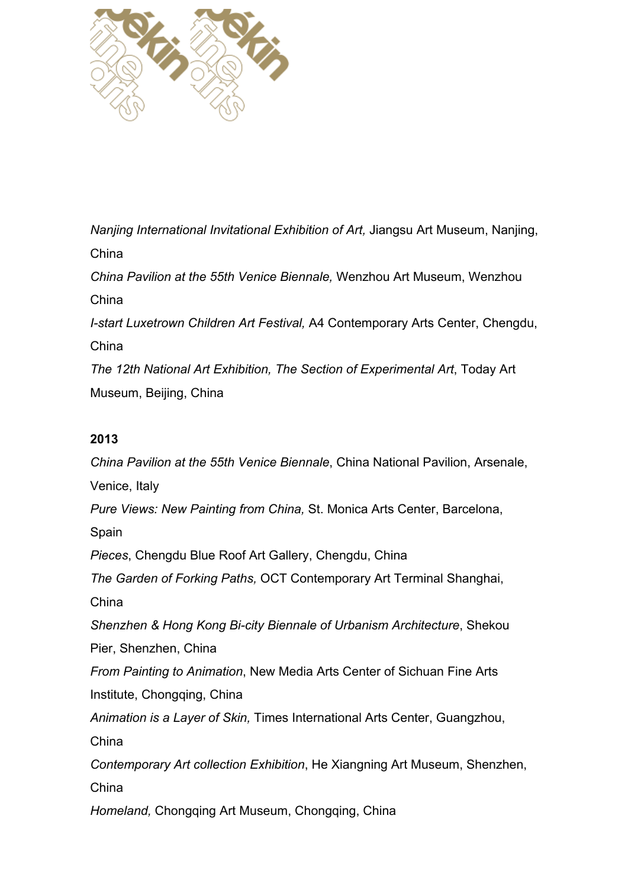*Nanjing International Invitational Exhibition of Art,* Jiangsu Art Museum, Nanjing, China

*China Pavilion at the 55th Venice Biennale,* Wenzhou Art Museum, Wenzhou China

*I-start Luxetrown Children Art Festival,* A4 Contemporary Arts Center, Chengdu, China

*The 12th National Art Exhibition, The Section of Experimental Art*, Today Art Museum, Beijing, China

**2013**

*China Pavilion at the 55th Venice Biennale*, China National Pavilion, Arsenale, Venice, Italy

*Pure Views: New Painting from China,* St. Monica Arts Center, Barcelona, Spain

*Pieces*, Chengdu Blue Roof Art Gallery, Chengdu, China

*The Garden of Forking Paths,* OCT Contemporary Art Terminal Shanghai, China

*Shenzhen & Hong Kong Bi-city Biennale of Urbanism Architecture*, Shekou Pier, Shenzhen, China

*From Painting to Animation*, New Media Arts Center of Sichuan Fine Arts Institute, Chongqing, China

*Animation is a Layer of Skin,* Times International Arts Center, Guangzhou, China

*Contemporary Art collection Exhibition*, He Xiangning Art Museum, Shenzhen, China

*Homeland,* Chongqing Art Museum, Chongqing, China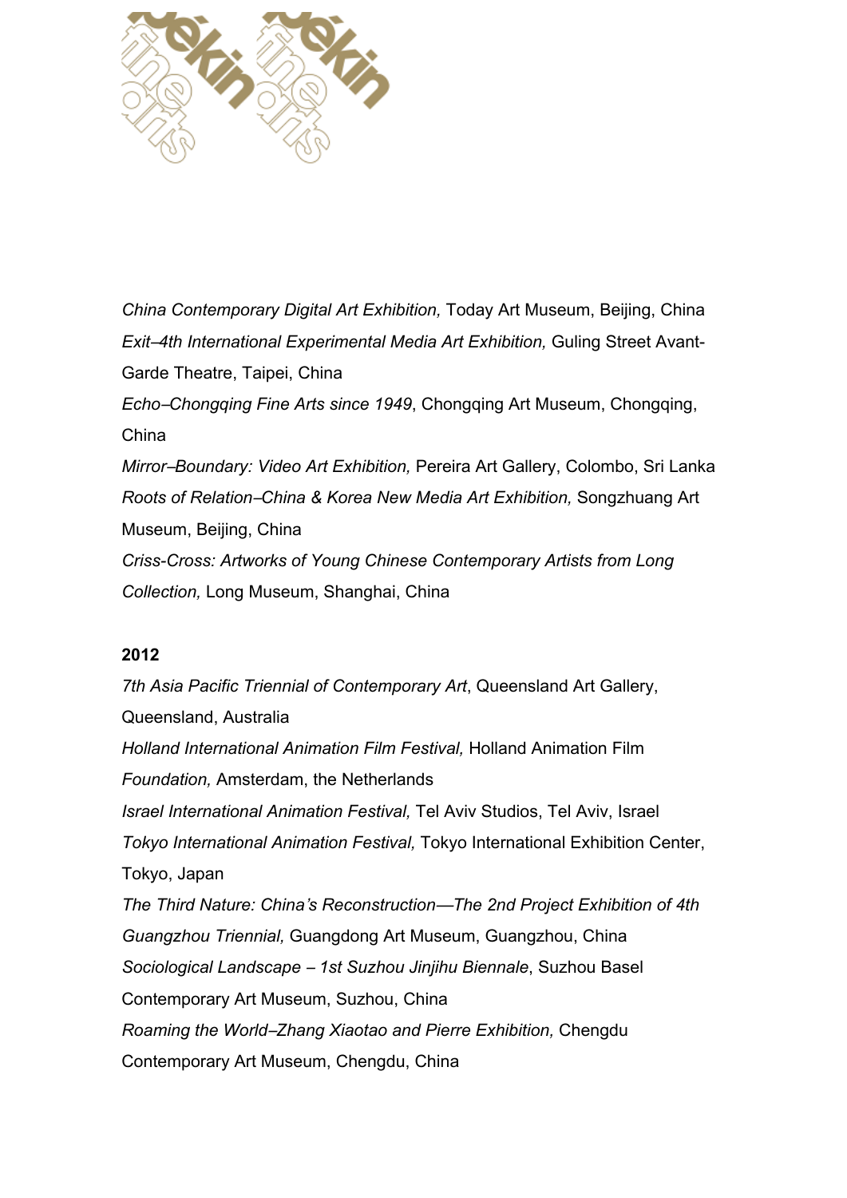*China Contemporary Digital Art Exhibition,* Today Art Museum, Beijing, China

*Exit–4th International Experimental Media Art Exhibition,* Guling Street Avant-Garde Theatre, Taipei, China

*Echo–Chongqing Fine Arts since 1949*, Chongqing Art Museum, Chongqing, China

*Mirror–Boundary: Video Art Exhibition,* Pereira Art Gallery, Colombo, Sri Lanka

*Roots of Relation–China & Korea New Media Art Exhibition,* Songzhuang Art Museum, Beijing, China

*Criss-Cross: Artworks of Young Chinese Contemporary Artists from Long Collection,* Long Museum, Shanghai, China

**2012**

*7th Asia Pacific Triennial of Contemporary Art*, Queensland Art Gallery, Queensland, Australia

*Holland International Animation Film Festival,* Holland Animation Film Foundation, Amsterdam, the Netherlands

*Israel International Animation Festival,* Tel Aviv Studios, Tel Aviv, Israel

*Tokyo International Animation Festival,* Tokyo International Exhibition Center, Tokyo, Japan

*The Third Nature: China's Reconstruction—The 2nd Project Exhibition of 4th Guangzhou Triennial,* Guangdong Art Museum, Guangzhou, China

*Sociological Landscape – 1st Suzhou Jinjihu Biennale*, Suzhou Basel Contemporary Art Museum, Suzhou, China

*Roaming the World–Zhang Xiaotao and Pierre Exhibition,* Chengdu Contemporary Art Museum, Chengdu, China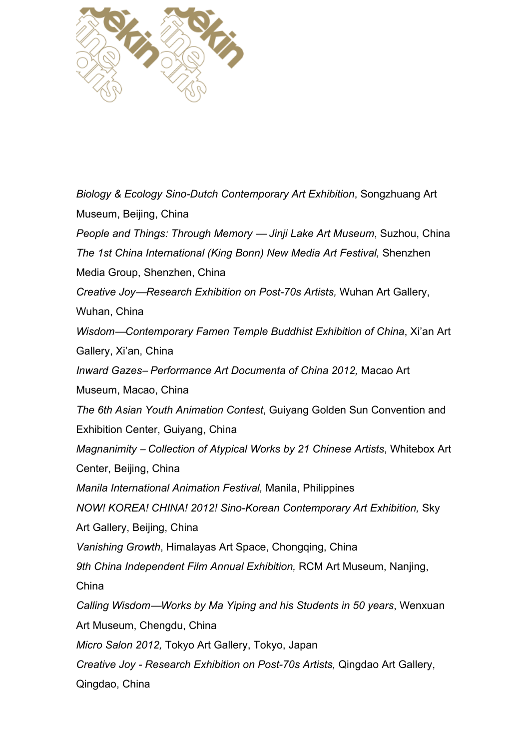*Biology & Ecology Sino-Dutch Contemporary Art Exhibition*, Songzhuang Art Museum, Beijing, China

*People and Things: Through Memory — Jinji Lake Art Museum*, Suzhou, China

*The 1st China International (King Bonn) New Media Art Festival,* Shenzhen Media Group, Shenzhen, China

*Creative Joy—Research Exhibition on Post-70s Artists,* Wuhan Art Gallery, Wuhan, China

*Wisdom—Contemporary Famen Temple Buddhist Exhibition of China*, Xi'an Art Gallery, Xi'an, China

*Inward Gazes– Performance Art Documenta of China 2012,* Macao Art Museum, Macao, China

*The 6th Asian Youth Animation Contest*, Guiyang Golden Sun Convention and Exhibition Center, Guiyang, China

*Magnanimity – Collection of Atypical Works by 21 Chinese Artists*, Whitebox Art Center, Beijing, China

*Manila International Animation Festival,* Manila, Philippines

*NOW! KOREA! CHINA! 2012! Sino-Korean Contemporary Art Exhibition,* Sky Art Gallery, Beijing, China

*Vanishing Growth*, Himalayas Art Space, Chongqing, China

*9th China Independent Film Annual Exhibition,* RCM Art Museum, Nanjing, China

*Calling Wisdom—Works by Ma Yiping and his Students in 50 years*, Wenxuan Art Museum, Chengdu, China

*Micro Salon 2012,* Tokyo Art Gallery, Tokyo, Japan

*Creative Joy - Research Exhibition on Post-70s Artists,* Qingdao Art Gallery, Qingdao, China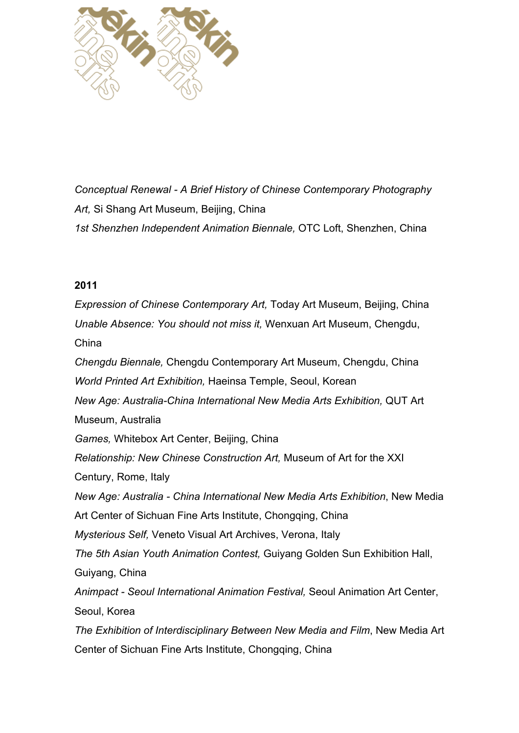*Conceptual Renewal - A Brief History of Chinese Contemporary Photography Art,* Si Shang Art Museum, Beijing, China

*1st Shenzhen Independent Animation Biennale,* OTC Loft, Shenzhen, China

**2011**

*Expression of Chinese Contemporary Art,* Today Art Museum, Beijing, China

*Unable Absence: You should not miss it,* Wenxuan Art Museum, Chengdu, China

*Chengdu Biennale,* Chengdu Contemporary Art Museum, Chengdu, China

*World Printed Art Exhibition,* Haeinsa Temple, Seoul, Korean

*New Age: Australia-China International New Media Arts Exhibition,* QUT Art Museum, Australia

*Games,* Whitebox Art Center, Beijing, China

*Relationship: New Chinese Construction Art,* Museum of Art for the XXI Century, Rome, Italy

*New Age: Australia - China International New Media Arts Exhibition*, New Media Art Center of Sichuan Fine Arts Institute, Chongqing, China

*Mysterious Self,* Veneto Visual Art Archives, Verona, Italy

*The 5th Asian Youth Animation Contest,* Guiyang Golden Sun Exhibition Hall, Guiyang, China

*Animpact - Seoul International Animation Festival,* Seoul Animation Art Center, Seoul, Korea

*The Exhibition of Interdisciplinary Between New Media and Film*, New Media Art Center of Sichuan Fine Arts Institute, Chongqing, China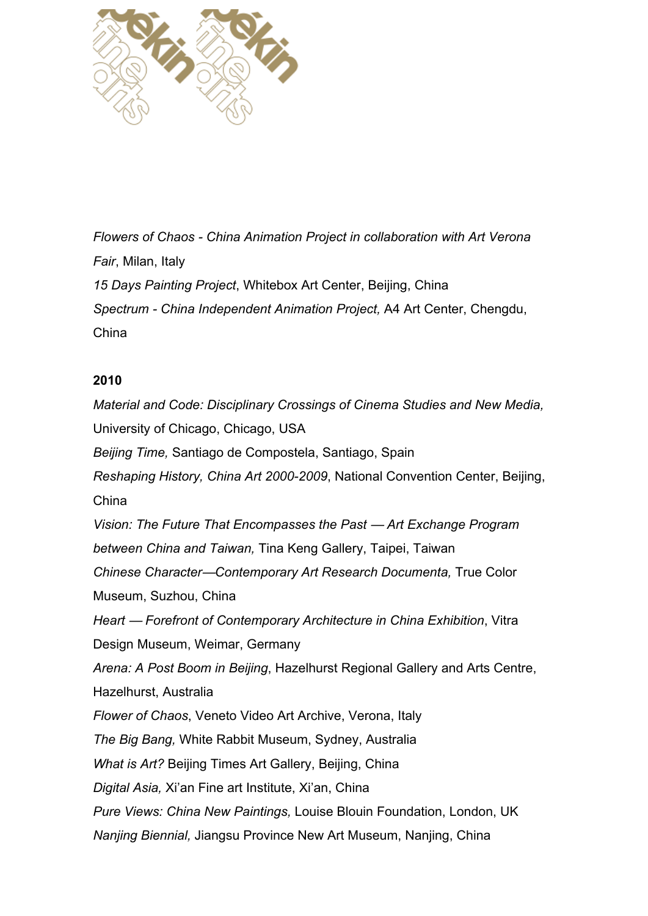*Flowers of Chaos - China Animation Project in collaboration with Art Verona Fair*, Milan, Italy
*15 Days Painting Project*, Whitebox Art Center, Beijing, China
*Spectrum - China Independent Animation Project,* A4 Art Center, Chengdu, China

**2010**

*Material and Code: Disciplinary Crossings of Cinema Studies and New Media,* University of Chicago, Chicago, USA
*Beijing Time,* Santiago de Compostela, Santiago, Spain
*Reshaping History, China Art 2000-2009*, National Convention Center, Beijing, China
*Vision: The Future That Encompasses the Past — Art Exchange Program between China and Taiwan,* Tina Keng Gallery, Taipei, Taiwan
*Chinese Character—Contemporary Art Research Documenta,* True Color Museum, Suzhou, China
*Heart — Forefront of Contemporary Architecture in China Exhibition*, Vitra Design Museum, Weimar, Germany
*Arena: A Post Boom in Beijing*, Hazelhurst Regional Gallery and Arts Centre, Hazelhurst, Australia
*Flower of Chaos*, Veneto Video Art Archive, Verona, Italy
*The Big Bang,* White Rabbit Museum, Sydney, Australia
*What is Art?* Beijing Times Art Gallery, Beijing, China
*Digital Asia,* Xi'an Fine art Institute, Xi'an, China
*Pure Views: China New Paintings,* Louise Blouin Foundation, London, UK
*Nanjing Biennial,* Jiangsu Province New Art Museum, Nanjing, China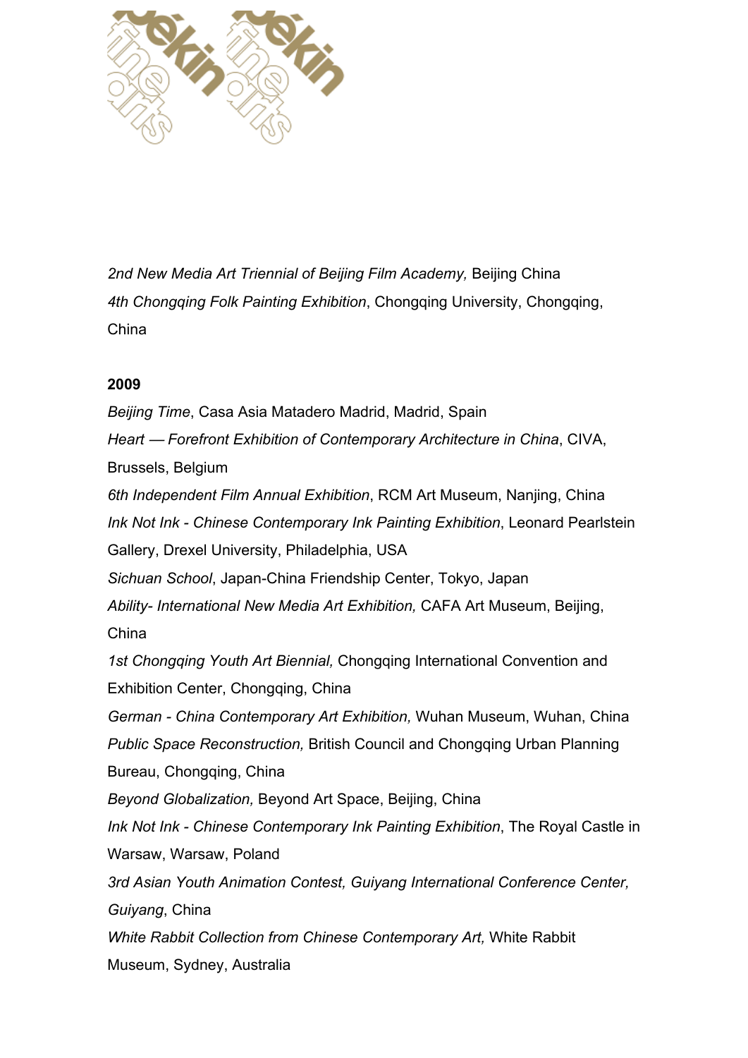*2nd New Media Art Triennial of Beijing Film Academy,* Beijing China
*4th Chongqing Folk Painting Exhibition*, Chongqing University, Chongqing, China

**2009**

*Beijing Time*, Casa Asia Matadero Madrid, Madrid, Spain
*Heart — Forefront Exhibition of Contemporary Architecture in China*, CIVA, Brussels, Belgium
*6th Independent Film Annual Exhibition*, RCM Art Museum, Nanjing, China
*Ink Not Ink - Chinese Contemporary Ink Painting Exhibition*, Leonard Pearlstein Gallery, Drexel University, Philadelphia, USA
*Sichuan School*, Japan-China Friendship Center, Tokyo, Japan
*Ability- International New Media Art Exhibition,* CAFA Art Museum, Beijing, China
*1st Chongqing Youth Art Biennial,* Chongqing International Convention and Exhibition Center, Chongqing, China
*German - China Contemporary Art Exhibition,* Wuhan Museum, Wuhan, China
*Public Space Reconstruction,* British Council and Chongqing Urban Planning Bureau, Chongqing, China
*Beyond Globalization,* Beyond Art Space, Beijing, China
*Ink Not Ink - Chinese Contemporary Ink Painting Exhibition*, The Royal Castle in Warsaw, Warsaw, Poland
*3rd Asian Youth Animation Contest, Guiyang International Conference Center, Guiyang*, China
*White Rabbit Collection from Chinese Contemporary Art,* White Rabbit Museum, Sydney, Australia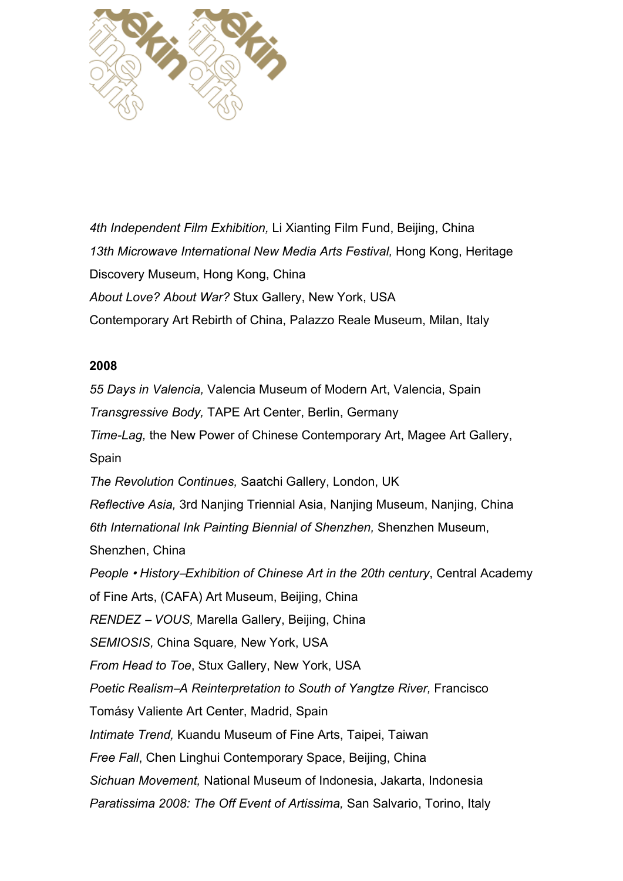*4th Independent Film Exhibition,* Li Xianting Film Fund, Beijing, China

*13th Microwave International New Media Arts Festival,* Hong Kong, Heritage Discovery Museum, Hong Kong, China

*About Love? About War?* Stux Gallery, New York, USA

Contemporary Art Rebirth of China, Palazzo Reale Museum, Milan, Italy

**2008**

*55 Days in Valencia,* Valencia Museum of Modern Art, Valencia, Spain

*Transgressive Body,* TAPE Art Center, Berlin, Germany

*Time-Lag,* the New Power of Chinese Contemporary Art, Magee Art Gallery, Spain

*The Revolution Continues,* Saatchi Gallery, London, UK

*Reflective Asia,* 3rd Nanjing Triennial Asia, Nanjing Museum, Nanjing, China

*6th International Ink Painting Biennial of Shenzhen,* Shenzhen Museum, Shenzhen, China

*People • History–Exhibition of Chinese Art in the 20th century*, Central Academy of Fine Arts, (CAFA) Art Museum, Beijing, China

*RENDEZ – VOUS,* Marella Gallery, Beijing, China

*SEMIOSIS,* China Square*,* New York, USA

*From Head to Toe*, Stux Gallery, New York, USA

*Poetic Realism–A Reinterpretation to South of Yangtze River,* Francisco Tomásy Valiente Art Center, Madrid, Spain

*Intimate Trend,* Kuandu Museum of Fine Arts, Taipei, Taiwan

*Free Fall*, Chen Linghui Contemporary Space, Beijing, China

*Sichuan Movement,* National Museum of Indonesia, Jakarta, Indonesia

*Paratissima 2008: The Off Event of Artissima,* San Salvario, Torino, Italy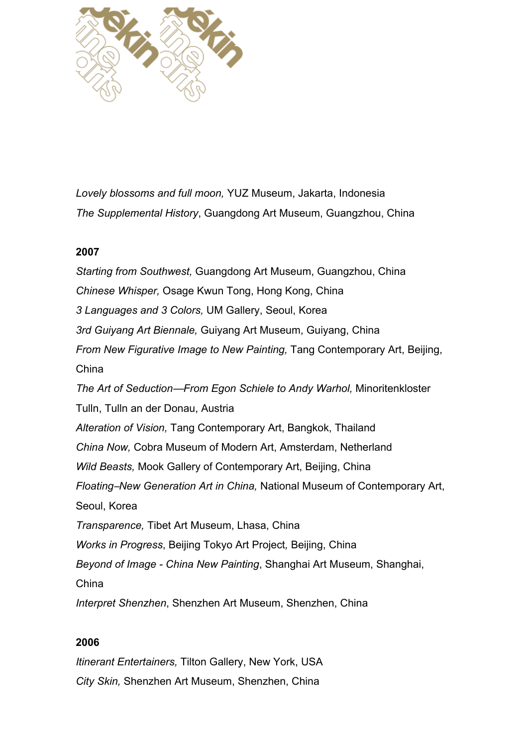*Lovely blossoms and full moon,* YUZ Museum, Jakarta, Indonesia

*The Supplemental History*, Guangdong Art Museum, Guangzhou, China

**2007**

*Starting from Southwest,* Guangdong Art Museum, Guangzhou, China

*Chinese Whisper,* Osage Kwun Tong, Hong Kong, China

*3 Languages and 3 Colors,* UM Gallery, Seoul, Korea

*3rd Guiyang Art Biennale,* Guiyang Art Museum, Guiyang, China

*From New Figurative Image to New Painting,* Tang Contemporary Art, Beijing, China

*The Art of Seduction—From Egon Schiele to Andy Warhol,* Minoritenkloster Tulln, Tulln an der Donau, Austria

*Alteration of Vision,* Tang Contemporary Art, Bangkok, Thailand

*China Now,* Cobra Museum of Modern Art, Amsterdam, Netherland

*Wild Beasts,* Mook Gallery of Contemporary Art, Beijing, China

*Floating–New Generation Art in China,* National Museum of Contemporary Art, Seoul, Korea

*Transparence,* Tibet Art Museum, Lhasa, China

*Works in Progress*, Beijing Tokyo Art Project*,* Beijing, China

*Beyond of Image - China New Painting*, Shanghai Art Museum, Shanghai, China

*Interpret Shenzhen*, Shenzhen Art Museum, Shenzhen, China

**2006**

*Itinerant Entertainers,* Tilton Gallery, New York, USA

*City Skin,* Shenzhen Art Museum, Shenzhen, China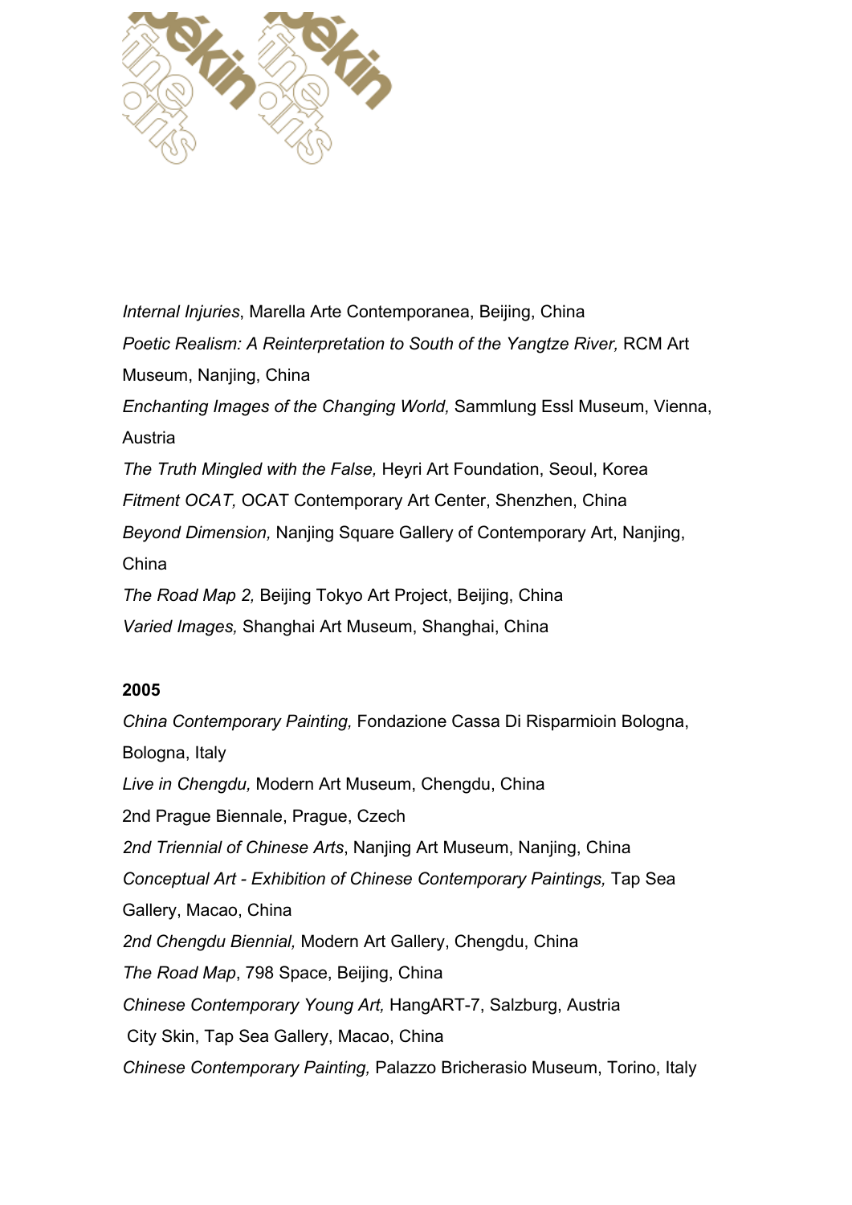*Internal Injuries*, Marella Arte Contemporanea, Beijing, China

*Poetic Realism: A Reinterpretation to South of the Yangtze River,* RCM Art Museum, Nanjing, China

*Enchanting Images of the Changing World,* Sammlung Essl Museum, Vienna, Austria

*The Truth Mingled with the False,* Heyri Art Foundation, Seoul, Korea

*Fitment OCAT,* OCAT Contemporary Art Center, Shenzhen, China

*Beyond Dimension,* Nanjing Square Gallery of Contemporary Art, Nanjing, China

*The Road Map 2,* Beijing Tokyo Art Project, Beijing, China

*Varied Images,* Shanghai Art Museum, Shanghai, China

**2005**

*China Contemporary Painting,* Fondazione Cassa Di Risparmioin Bologna, Bologna, Italy

*Live in Chengdu,* Modern Art Museum, Chengdu, China

2nd Prague Biennale, Prague, Czech

*2nd Triennial of Chinese Arts*, Nanjing Art Museum, Nanjing, China

*Conceptual Art - Exhibition of Chinese Contemporary Paintings,* Tap Sea Gallery, Macao, China

*2nd Chengdu Biennial,* Modern Art Gallery, Chengdu, China

*The Road Map*, 798 Space, Beijing, China

*Chinese Contemporary Young Art,* HangART-7, Salzburg, Austria

City Skin, Tap Sea Gallery, Macao, China

*Chinese Contemporary Painting,* Palazzo Bricherasio Museum, Torino, Italy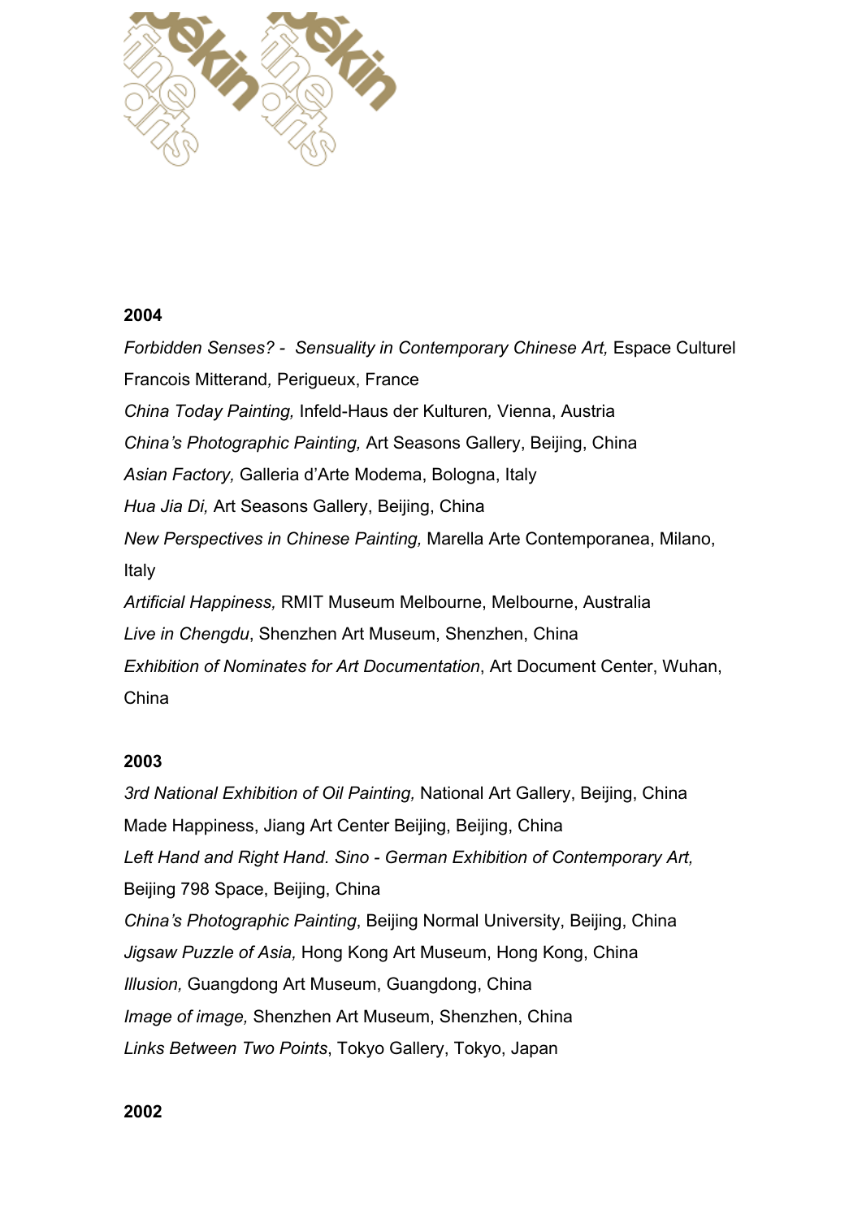**2004**

*Forbidden Senses? - Sensuality in Contemporary Chinese Art,* Espace Culturel Francois Mitterand, Perigueux, France

*China Today Painting,* Infeld-Haus der Kulturen*,* Vienna, Austria

*China's Photographic Painting,* Art Seasons Gallery, Beijing, China

*Asian Factory,* Galleria d'Arte Modema, Bologna, Italy

*Hua Jia Di,* Art Seasons Gallery, Beijing, China

*New Perspectives in Chinese Painting,* Marella Arte Contemporanea, Milano, Italy

*Artificial Happiness,* RMIT Museum Melbourne, Melbourne, Australia

*Live in Chengdu*, Shenzhen Art Museum, Shenzhen, China

*Exhibition of Nominates for Art Documentation*, Art Document Center, Wuhan, China

**2003**

*3rd National Exhibition of Oil Painting,* National Art Gallery, Beijing, China

Made Happiness, Jiang Art Center Beijing, Beijing, China

*Left Hand and Right Hand. Sino - German Exhibition of Contemporary Art,* Beijing 798 Space, Beijing, China

*China's Photographic Painting*, Beijing Normal University, Beijing, China

*Jigsaw Puzzle of Asia,* Hong Kong Art Museum, Hong Kong, China

*Illusion,* Guangdong Art Museum, Guangdong, China

*Image of image,* Shenzhen Art Museum, Shenzhen, China

*Links Between Two Points*, Tokyo Gallery, Tokyo, Japan

**2002**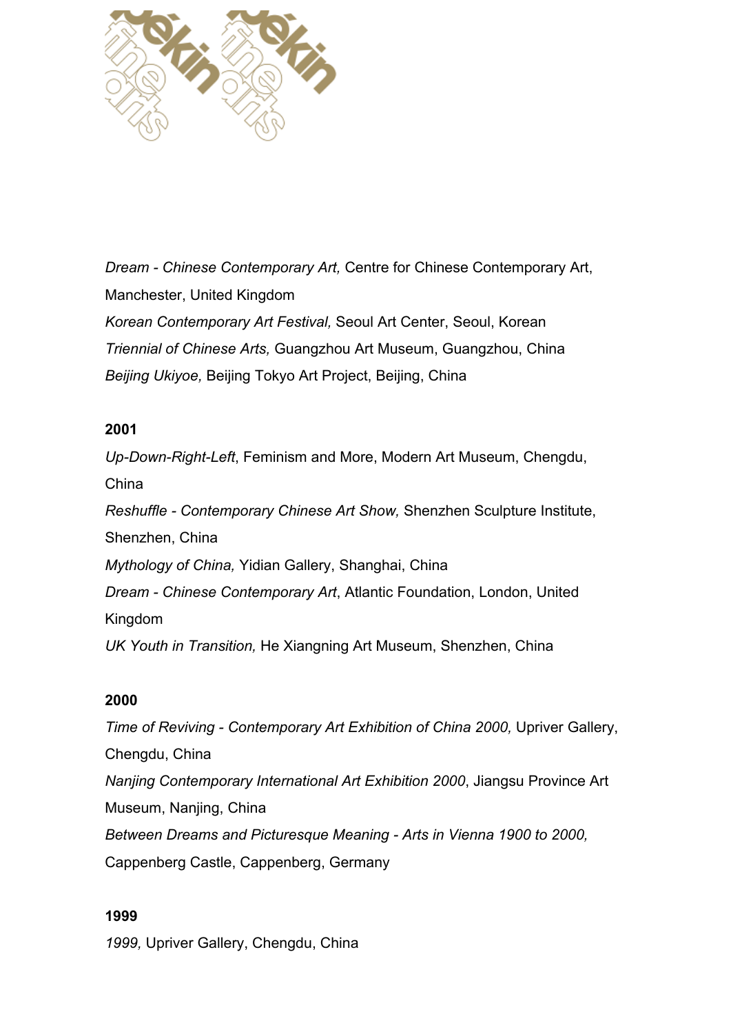*Dream - Chinese Contemporary Art,* Centre for Chinese Contemporary Art, Manchester, United Kingdom

*Korean Contemporary Art Festival,* Seoul Art Center, Seoul, Korean

*Triennial of Chinese Arts,* Guangzhou Art Museum, Guangzhou, China

*Beijing Ukiyoe,* Beijing Tokyo Art Project, Beijing, China

**2001**

*Up-Down-Right-Left*, Feminism and More, Modern Art Museum, Chengdu, China

*Reshuffle - Contemporary Chinese Art Show,* Shenzhen Sculpture Institute, Shenzhen, China

*Mythology of China,* Yidian Gallery, Shanghai, China

*Dream - Chinese Contemporary Art*, Atlantic Foundation, London, United Kingdom

*UK Youth in Transition,* He Xiangning Art Museum, Shenzhen, China

**2000**

*Time of Reviving - Contemporary Art Exhibition of China 2000,* Upriver Gallery, Chengdu, China

*Nanjing Contemporary International Art Exhibition 2000*, Jiangsu Province Art Museum, Nanjing, China

*Between Dreams and Picturesque Meaning - Arts in Vienna 1900 to 2000,* Cappenberg Castle, Cappenberg, Germany

**1999**

*1999,* Upriver Gallery, Chengdu, China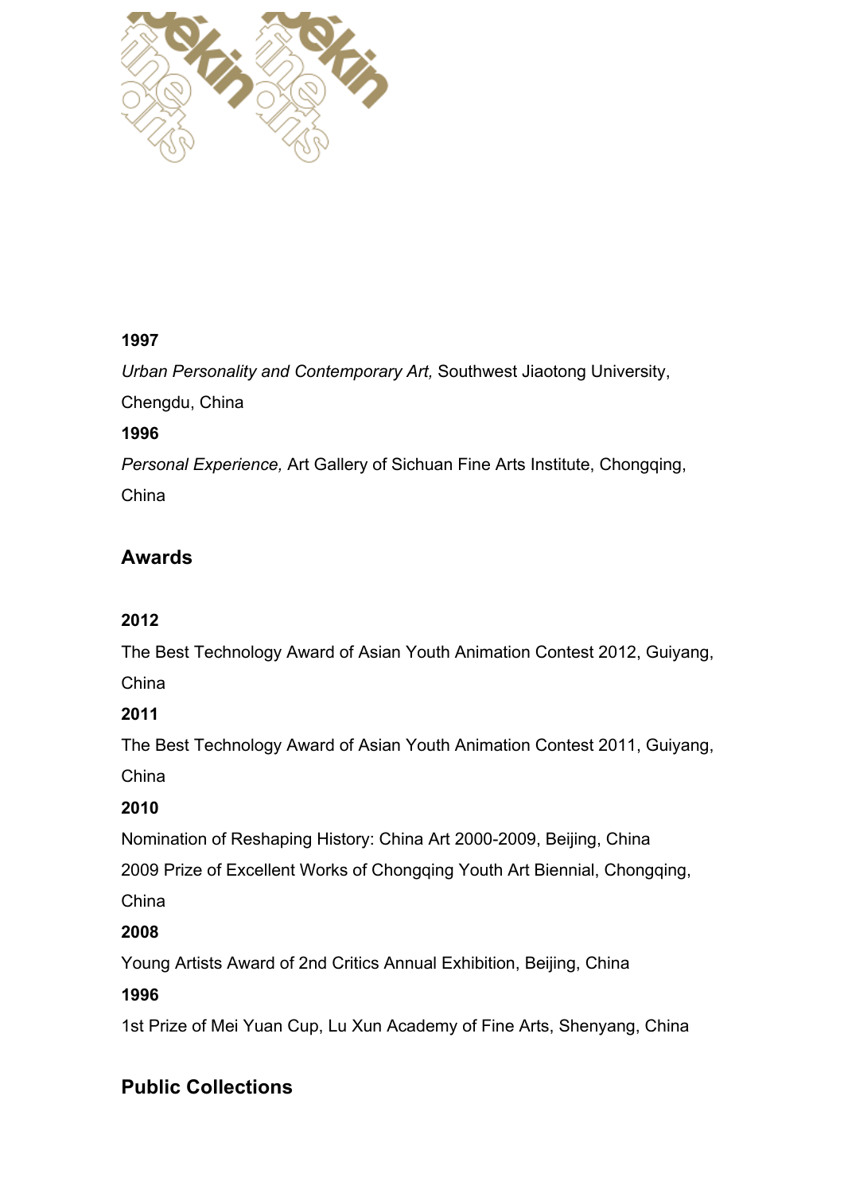**1997**

*Urban Personality and Contemporary Art,* Southwest Jiaotong University, Chengdu, China

**1996**

*Personal Experience,* Art Gallery of Sichuan Fine Arts Institute, Chongqing, China

## Awards

**2012**

The Best Technology Award of Asian Youth Animation Contest 2012, Guiyang, China

**2011**

The Best Technology Award of Asian Youth Animation Contest 2011, Guiyang, China

**2010**

Nomination of Reshaping History: China Art 2000-2009, Beijing, China

2009 Prize of Excellent Works of Chongqing Youth Art Biennial, Chongqing, China

**2008**

Young Artists Award of 2nd Critics Annual Exhibition, Beijing, China

**1996**

1st Prize of Mei Yuan Cup, Lu Xun Academy of Fine Arts, Shenyang, China

## Public Collections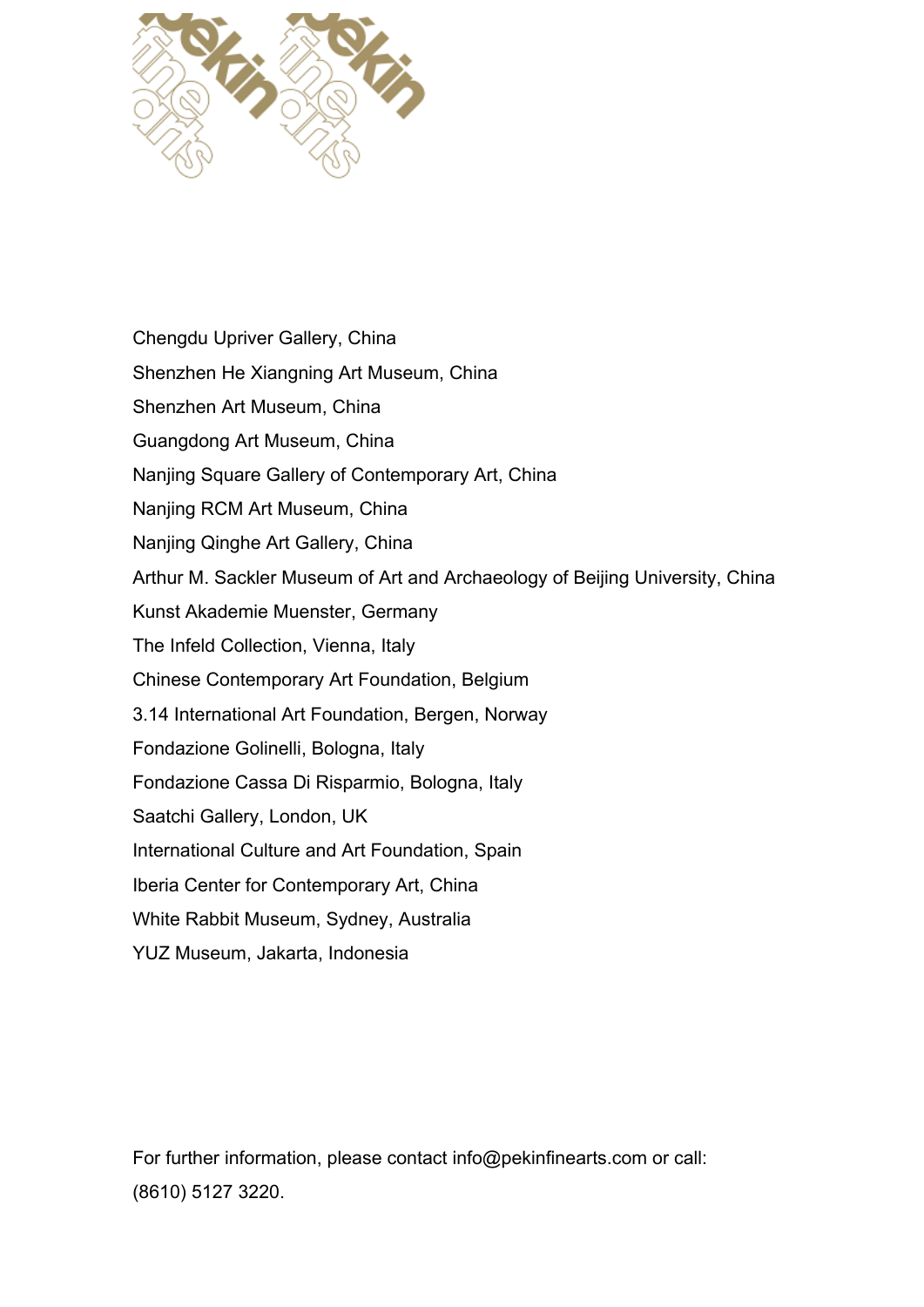Chengdu Upriver Gallery, China

Shenzhen He Xiangning Art Museum, China

Shenzhen Art Museum, China

Guangdong Art Museum, China

Nanjing Square Gallery of Contemporary Art, China

Nanjing RCM Art Museum, China

Nanjing Qinghe Art Gallery, China

Arthur M. Sackler Museum of Art and Archaeology of Beijing University, China

Kunst Akademie Muenster, Germany

The Infeld Collection, Vienna, Italy

Chinese Contemporary Art Foundation, Belgium

3.14 International Art Foundation, Bergen, Norway

Fondazione Golinelli, Bologna, Italy

Fondazione Cassa Di Risparmio, Bologna, Italy

Saatchi Gallery, London, UK

International Culture and Art Foundation, Spain

Iberia Center for Contemporary Art, China

White Rabbit Museum, Sydney, Australia

YUZ Museum, Jakarta, Indonesia

For further information, please contact info@pekinfinearts.com or call: (8610) 5127 3220.